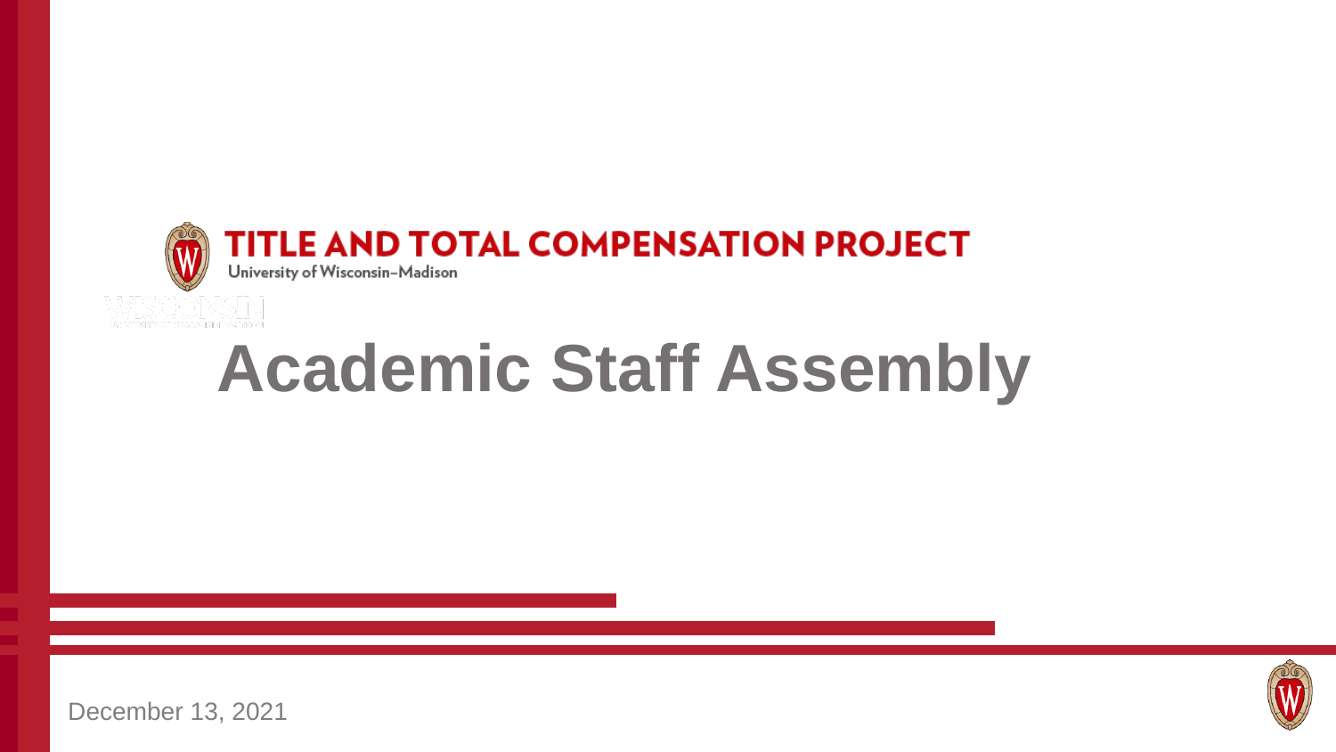**TITLE AND TOTAL COMPENSATION PROJECT**
University of Wisconsin–Madison

# Academic Staff Assembly

December 13, 2021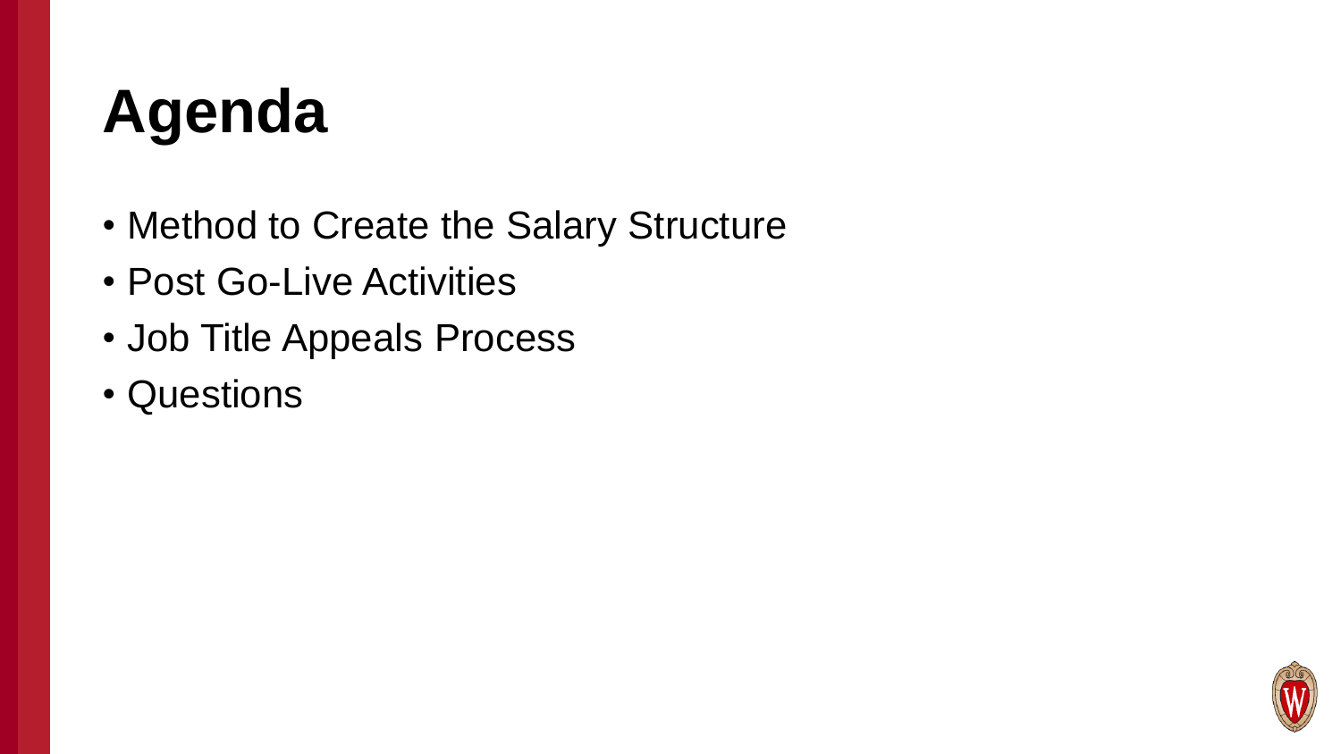# Agenda

- Method to Create the Salary Structure
- Post Go-Live Activities
- Job Title Appeals Process
- Questions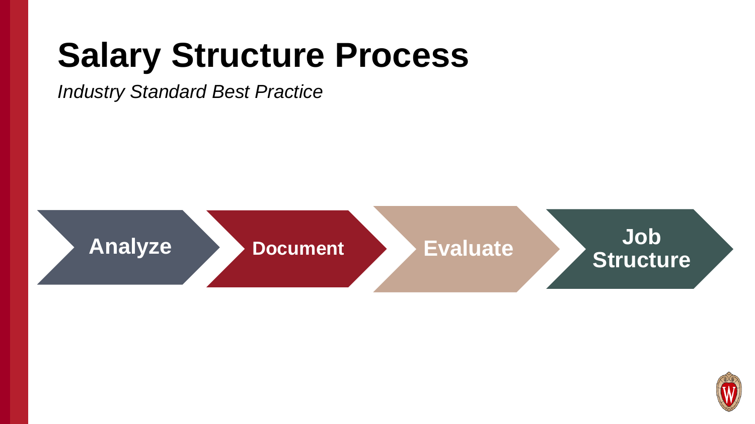# Salary Structure Process

*Industry Standard Best Practice*

Analyze → Document → Evaluate → Job Structure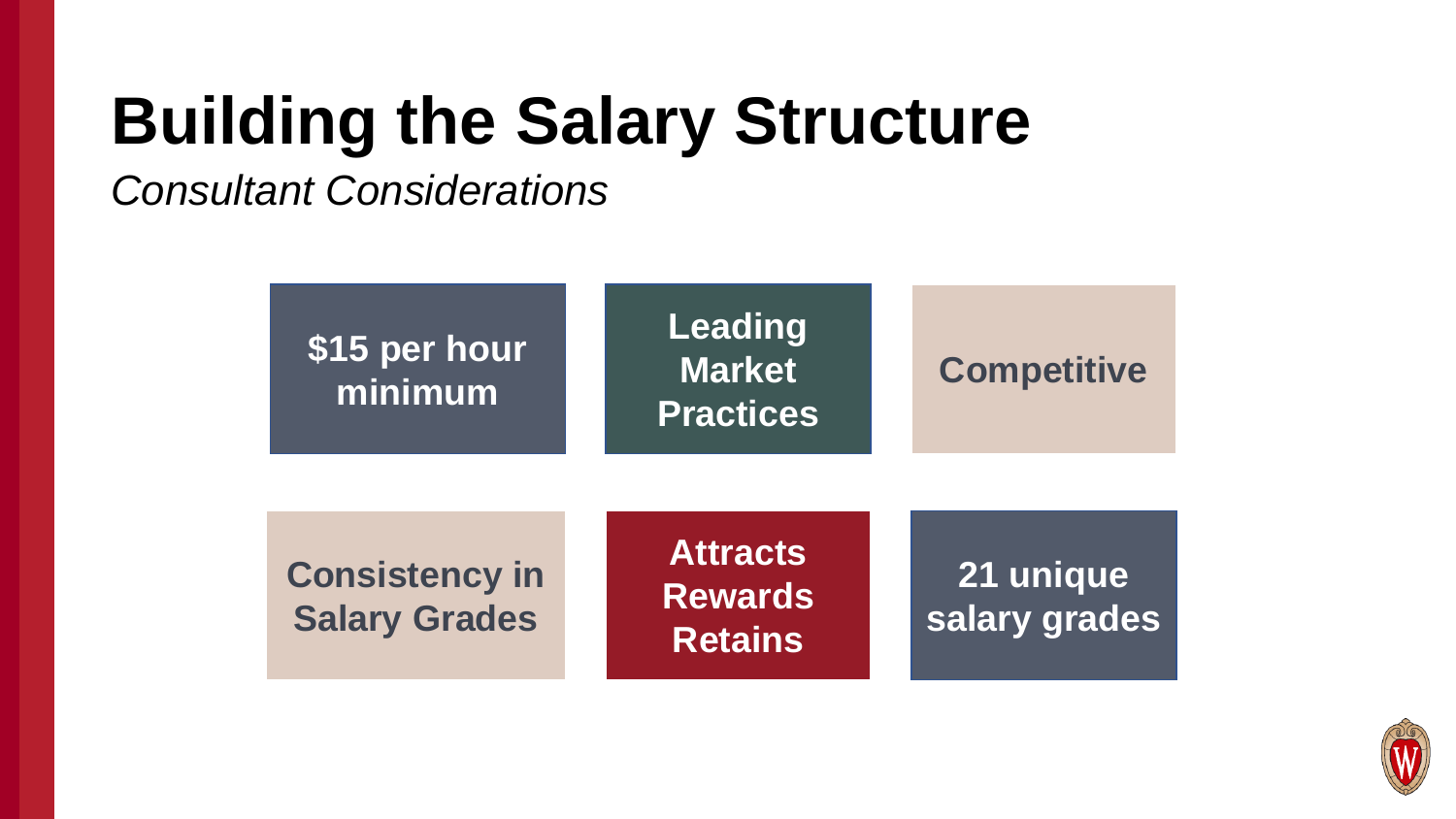# Building the Salary Structure

*Consultant Considerations*

- $15 per hour minimum
- Leading Market Practices
- Competitive
- Consistency in Salary Grades
- Attracts Rewards Retains
- 21 unique salary grades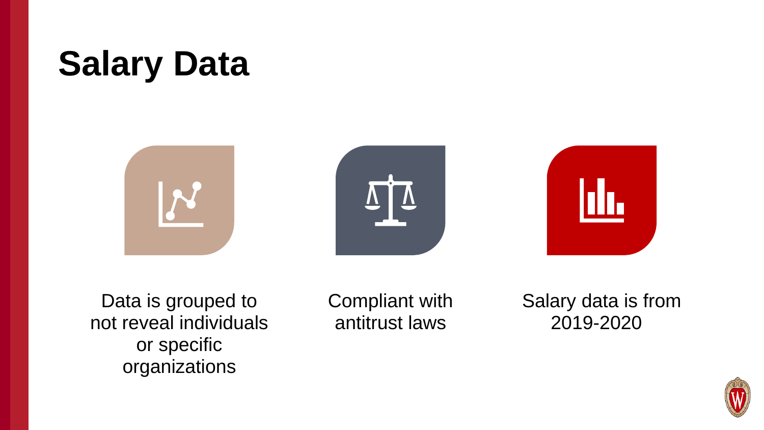# Salary Data

- Data is grouped to not reveal individuals or specific organizations
- Compliant with antitrust laws
- Salary data is from 2019-2020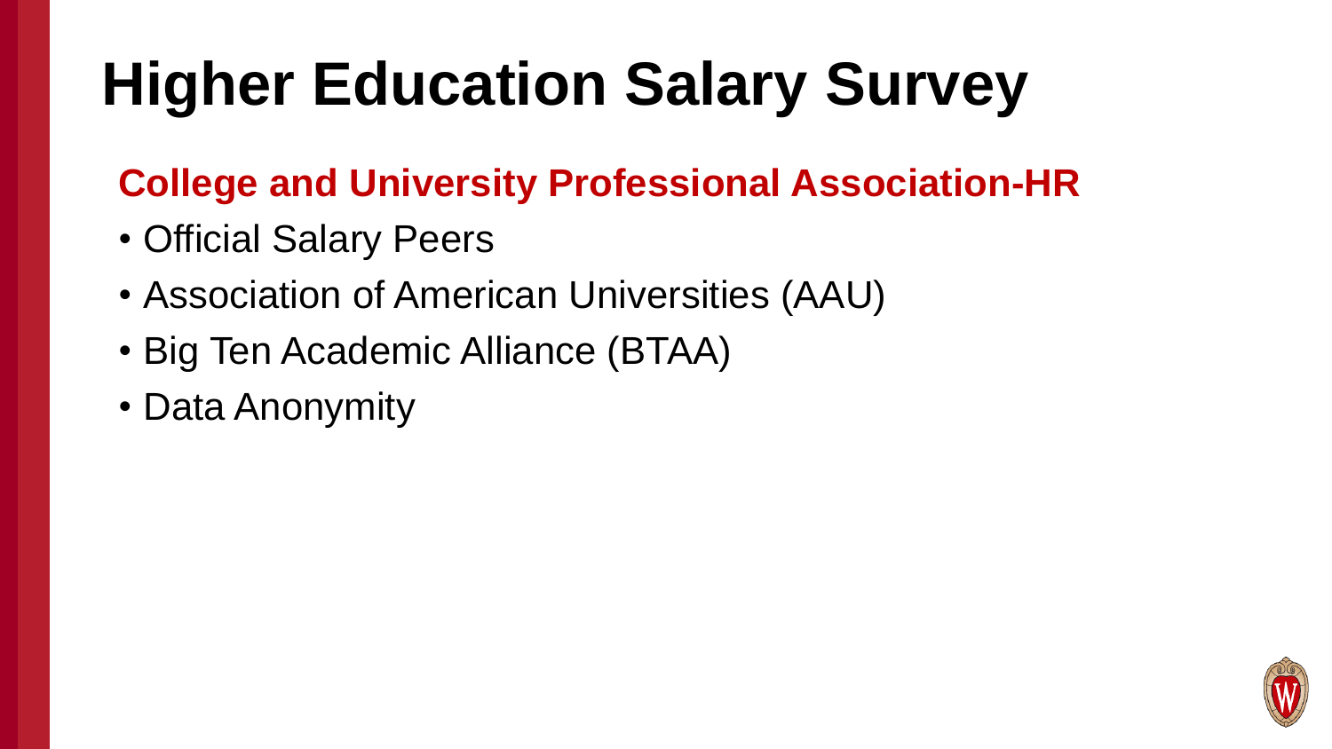# Higher Education Salary Survey

## College and University Professional Association-HR

- Official Salary Peers
- Association of American Universities (AAU)
- Big Ten Academic Alliance (BTAA)
- Data Anonymity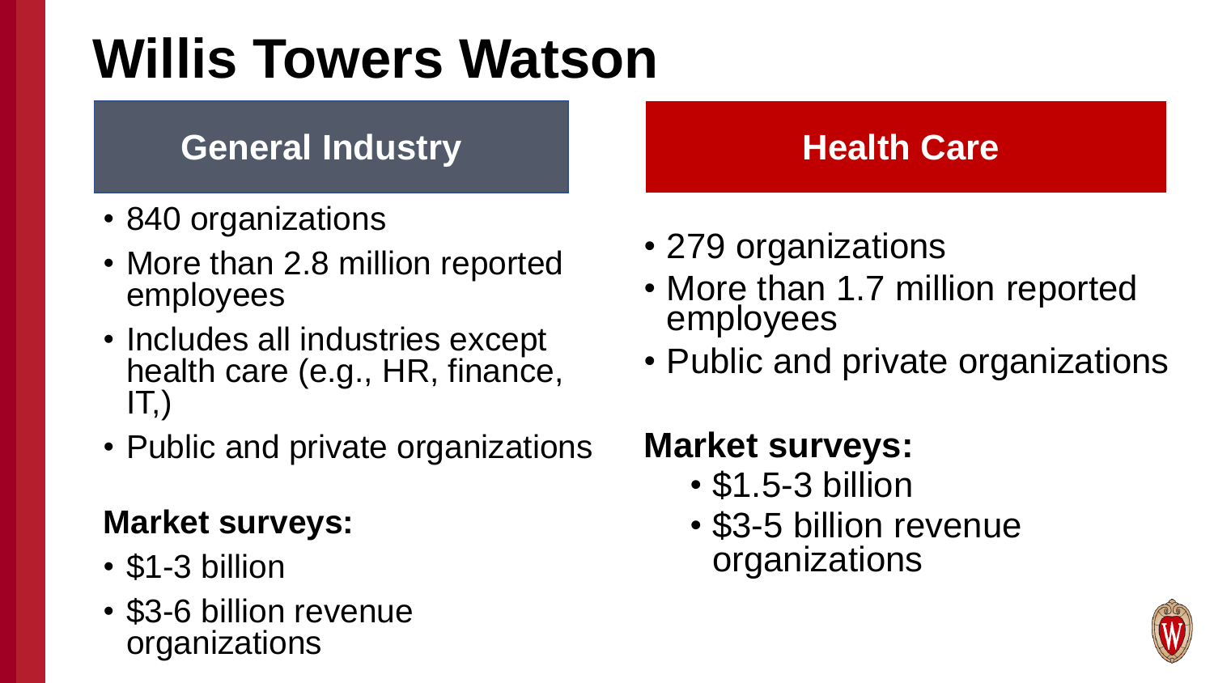# Willis Towers Watson

## General Industry

- 840 organizations
- More than 2.8 million reported employees
- Includes all industries except health care (e.g., HR, finance, IT,)
- Public and private organizations

**Market surveys:**

- $1-3 billion
- $3-6 billion revenue organizations

## Health Care

- 279 organizations
- More than 1.7 million reported employees
- Public and private organizations

**Market surveys:**

- $1.5-3 billion
- $3-5 billion revenue organizations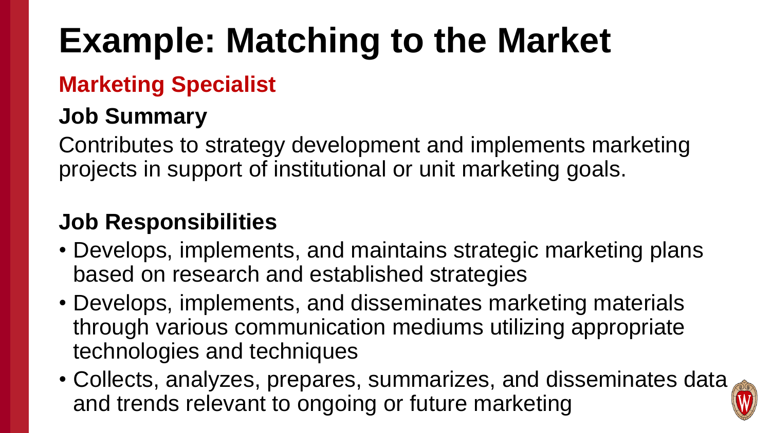# Example: Matching to the Market

## Marketing Specialist

### Job Summary

Contributes to strategy development and implements marketing projects in support of institutional or unit marketing goals.

### Job Responsibilities

- Develops, implements, and maintains strategic marketing plans based on research and established strategies
- Develops, implements, and disseminates marketing materials through various communication mediums utilizing appropriate technologies and techniques
- Collects, analyzes, prepares, summarizes, and disseminates data and trends relevant to ongoing or future marketing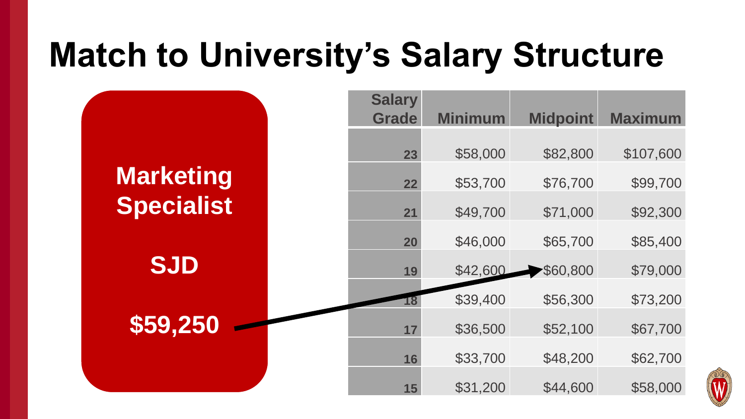# Match to University's Salary Structure

**Marketing Specialist**

**SJD**

**$59,250**

| Salary Grade | Minimum | Midpoint | Maximum |
|---|---|---|---|
| 23 | $58,000 | $82,800 | $107,600 |
| 22 | $53,700 | $76,700 | $99,700 |
| 21 | $49,700 | $71,000 | $92,300 |
| 20 | $46,000 | $65,700 | $85,400 |
| 19 | $42,600 | $60,800 | $79,000 |
| 18 | $39,400 | $56,300 | $73,200 |
| 17 | $36,500 | $52,100 | $67,700 |
| 16 | $33,700 | $48,200 | $62,700 |
| 15 | $31,200 | $44,600 | $58,000 |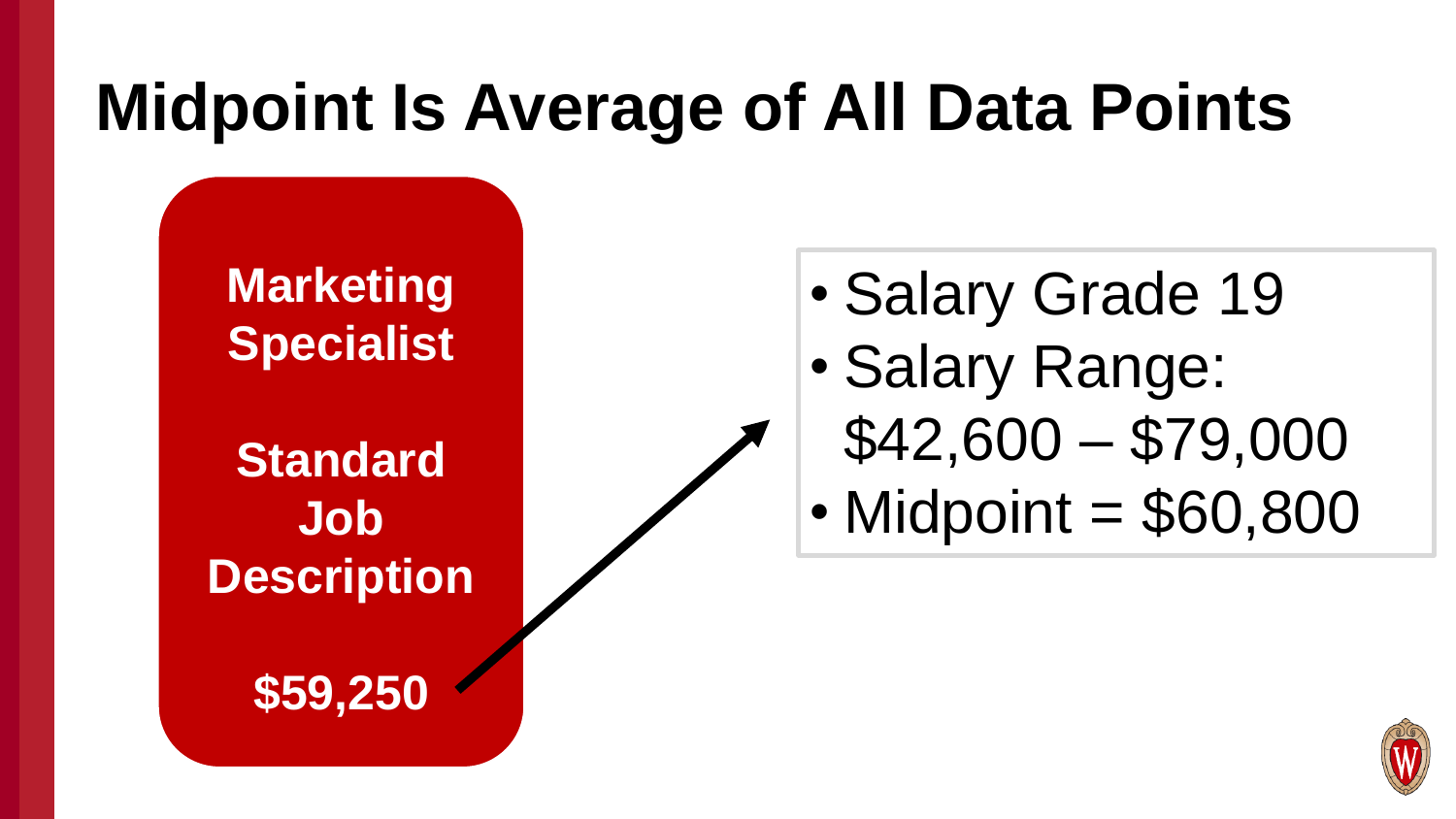# Midpoint Is Average of All Data Points

**Marketing Specialist**

**Standard Job Description**

**$59,250**

- Salary Grade 19
- Salary Range: $42,600 – $79,000
- Midpoint = $60,800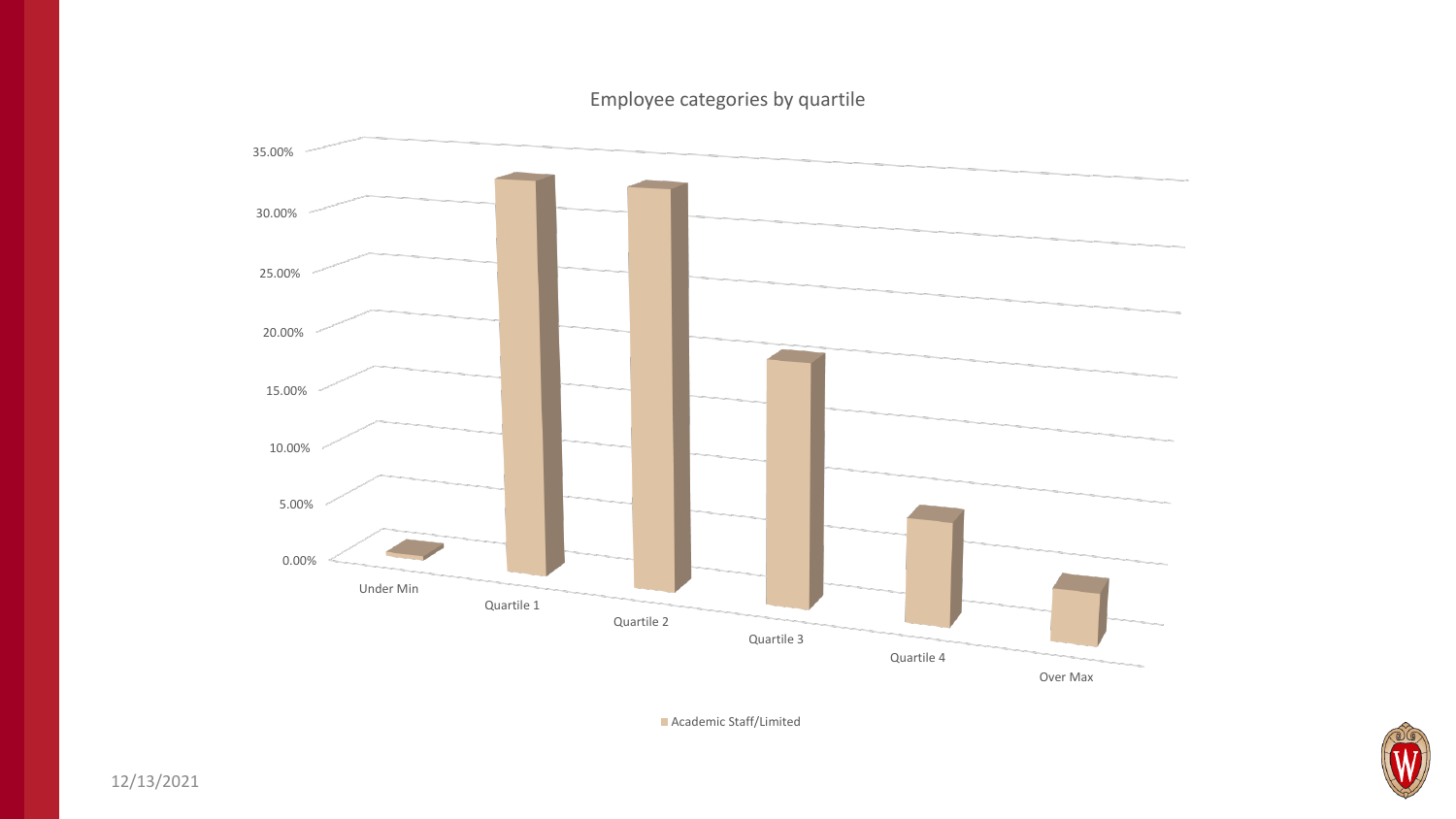## Employee categories by quartile

35.00%
30.00%
25.00%
20.00%
15.00%
10.00%
5.00%
0.00%

Under Min | Quartile 1 | Quartile 2 | Quartile 3 | Quartile 4 | Over Max

Academic Staff/Limited

12/13/2021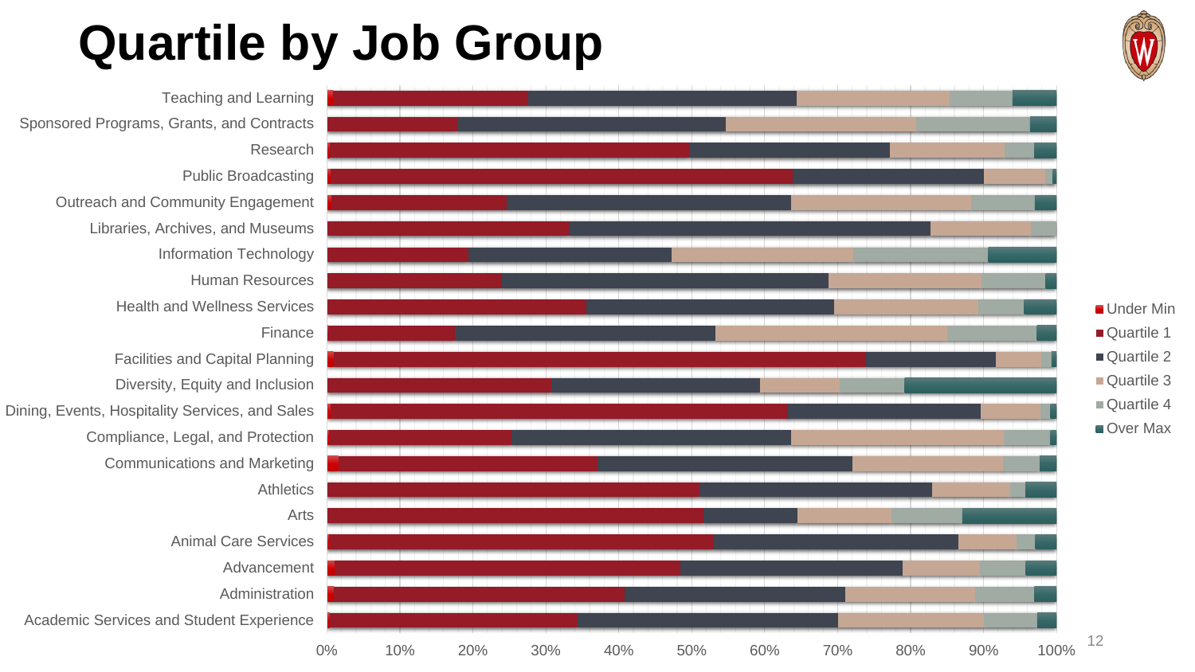# Quartile by Job Group

Teaching and Learning

Sponsored Programs, Grants, and Contracts

Research

Public Broadcasting

Outreach and Community Engagement

Libraries, Archives, and Museums

Information Technology

Human Resources

Health and Wellness Services

Finance

Facilities and Capital Planning

Diversity, Equity and Inclusion

Dining, Events, Hospitality Services, and Sales

Compliance, Legal, and Protection

Communications and Marketing

Athletics

Arts

Animal Care Services

Advancement

Administration

Academic Services and Student Experience

0% 10% 20% 30% 40% 50% 60% 70% 80% 90% 100%

- Under Min
- Quartile 1
- Quartile 2
- Quartile 3
- Quartile 4
- Over Max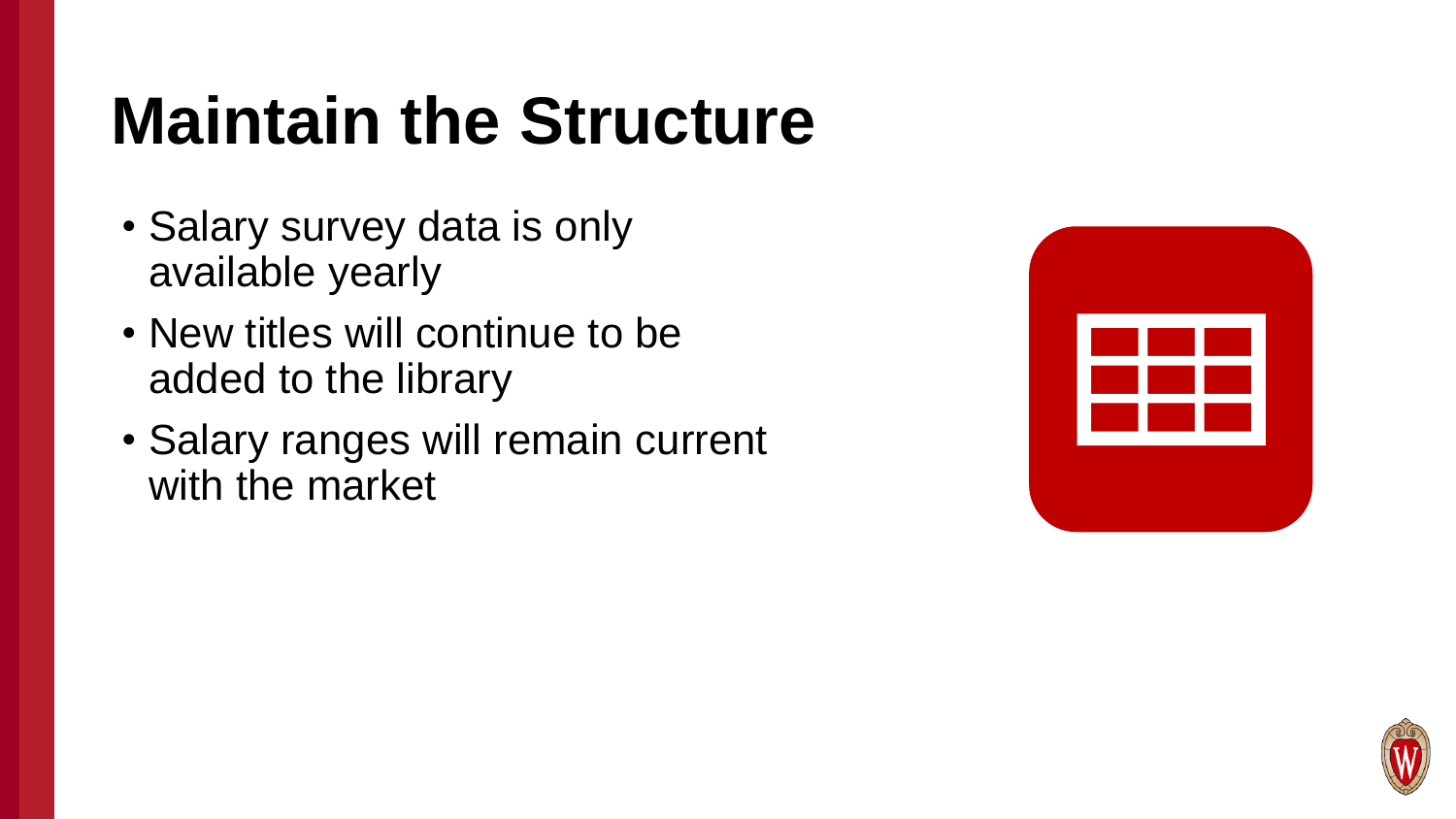# Maintain the Structure

- Salary survey data is only available yearly
- New titles will continue to be added to the library
- Salary ranges will remain current with the market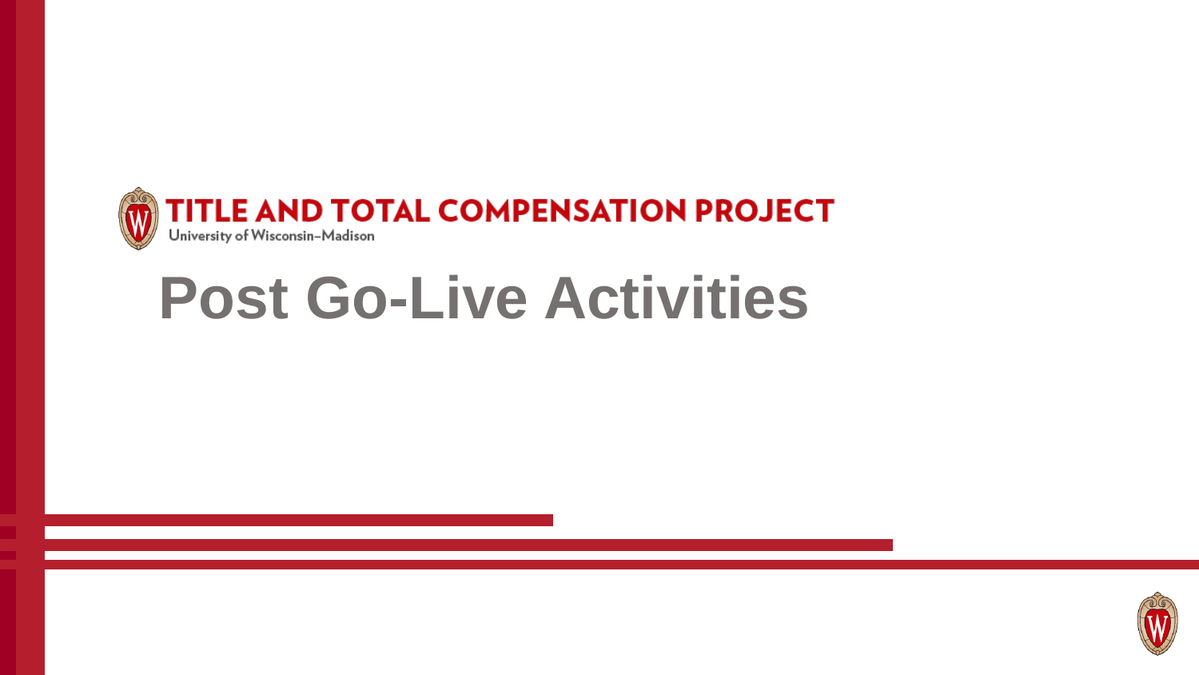TITLE AND TOTAL COMPENSATION PROJECT

University of Wisconsin–Madison

# Post Go-Live Activities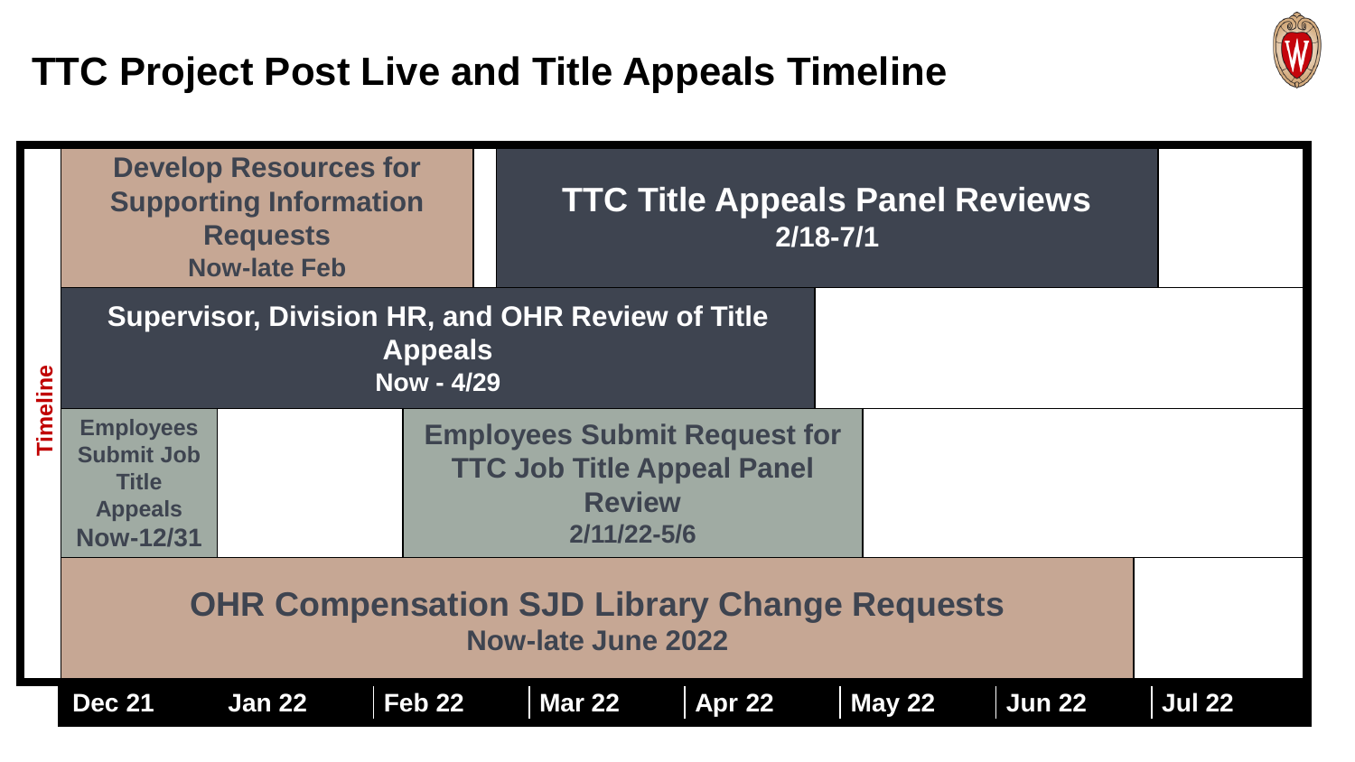# TTC Project Post Live and Title Appeals Timeline

**Timeline**

- **Develop Resources for Supporting Information Requests** — Now-late Feb
- **TTC Title Appeals Panel Reviews** — 2/18-7/1
- **Supervisor, Division HR, and OHR Review of Title Appeals** — Now - 4/29
- **Employees Submit Job Title Appeals** — Now-12/31
- **Employees Submit Request for TTC Job Title Appeal Panel Review** — 2/11/22-5/6
- **OHR Compensation SJD Library Change Requests** — Now-late June 2022

Dec 21 | Jan 22 | Feb 22 | Mar 22 | Apr 22 | May 22 | Jun 22 | Jul 22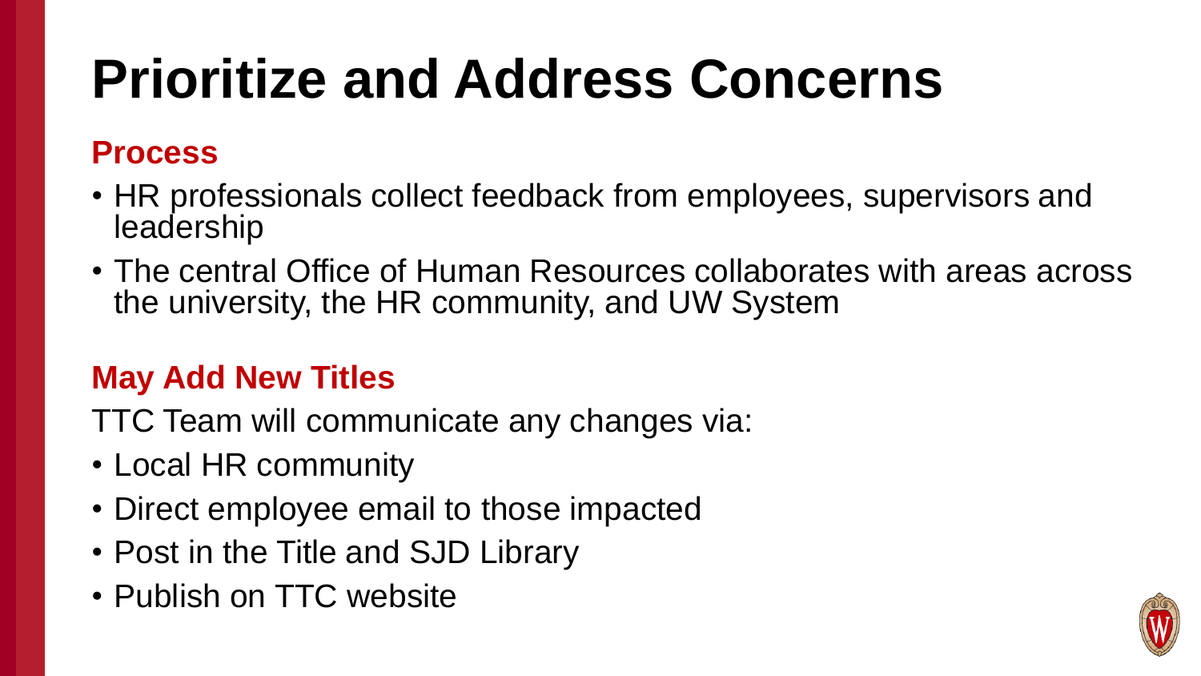# Prioritize and Address Concerns

## Process

- HR professionals collect feedback from employees, supervisors and leadership
- The central Office of Human Resources collaborates with areas across the university, the HR community, and UW System

## May Add New Titles

TTC Team will communicate any changes via:

- Local HR community
- Direct employee email to those impacted
- Post in the Title and SJD Library
- Publish on TTC website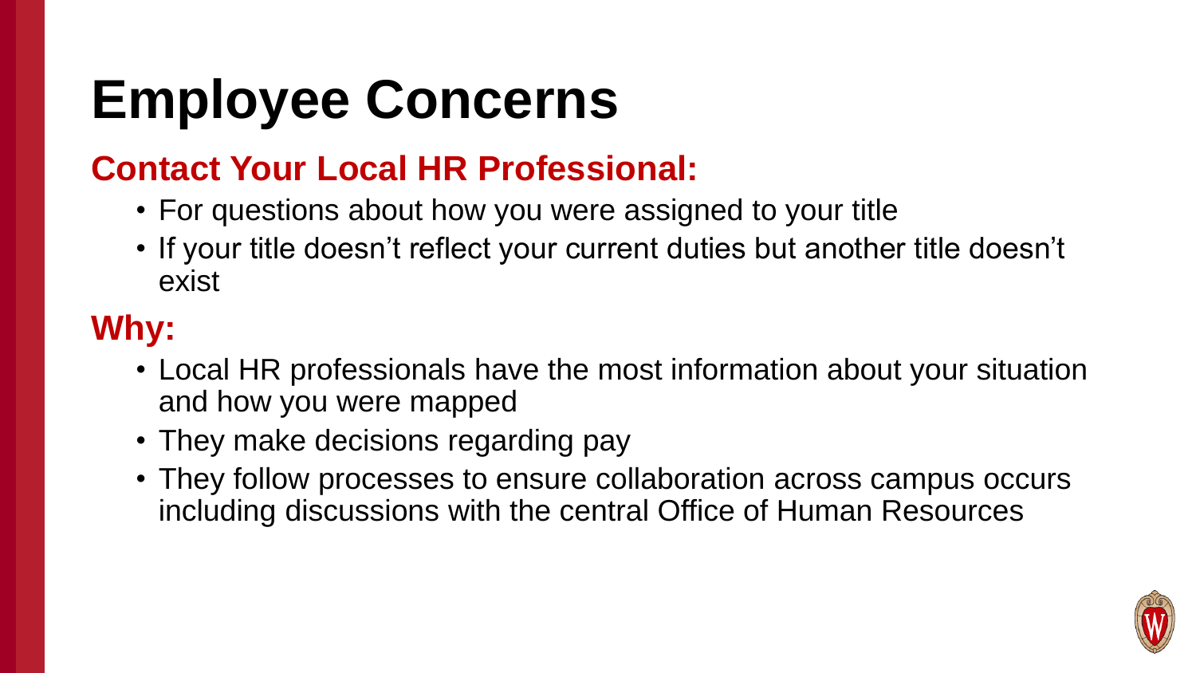# Employee Concerns

## Contact Your Local HR Professional:

- For questions about how you were assigned to your title
- If your title doesn't reflect your current duties but another title doesn't exist

## Why:

- Local HR professionals have the most information about your situation and how you were mapped
- They make decisions regarding pay
- They follow processes to ensure collaboration across campus occurs including discussions with the central Office of Human Resources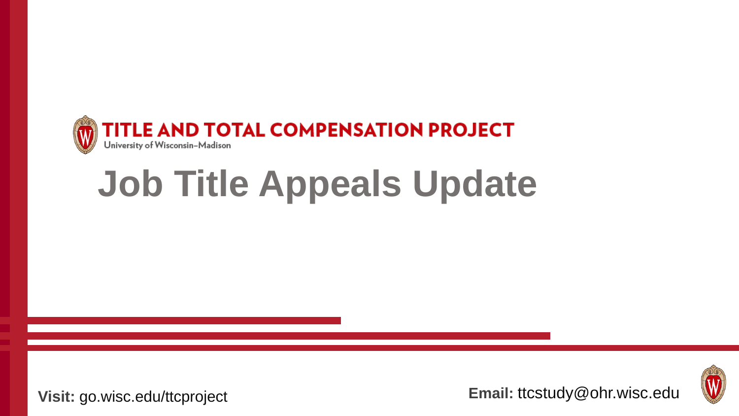TITLE AND TOTAL COMPENSATION PROJECT

University of Wisconsin–Madison

# Job Title Appeals Update

**Visit:** go.wisc.edu/ttcproject

**Email:** ttcstudy@ohr.wisc.edu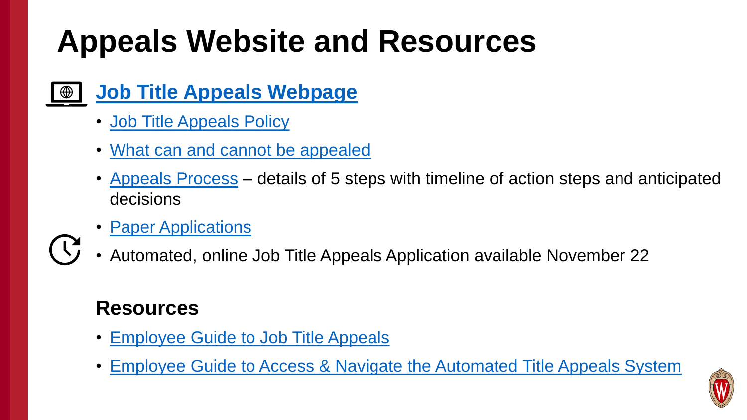# Appeals Website and Resources

## Job Title Appeals Webpage

- Job Title Appeals Policy
- What can and cannot be appealed
- Appeals Process – details of 5 steps with timeline of action steps and anticipated decisions
- Paper Applications
- Automated, online Job Title Appeals Application available November 22

### Resources

- Employee Guide to Job Title Appeals
- Employee Guide to Access & Navigate the Automated Title Appeals System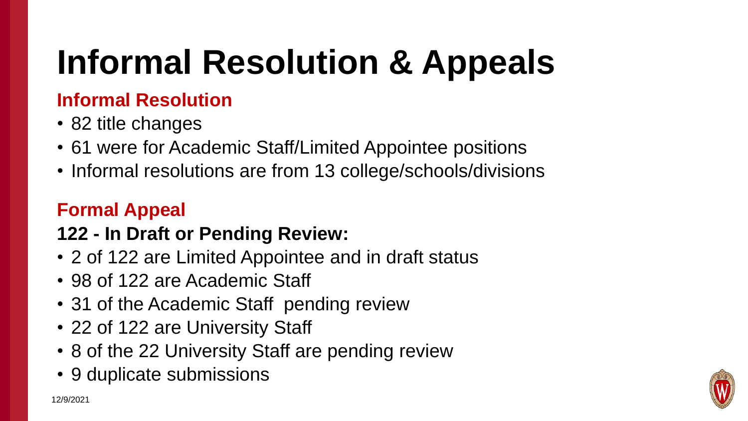# Informal Resolution & Appeals

## Informal Resolution

- 82 title changes
- 61 were for Academic Staff/Limited Appointee positions
- Informal resolutions are from 13 college/schools/divisions

## Formal Appeal

**122 - In Draft or Pending Review:**

- 2 of 122 are Limited Appointee and in draft status
- 98 of 122 are Academic Staff
- 31 of the Academic Staff pending review
- 22 of 122 are University Staff
- 8 of the 22 University Staff are pending review
- 9 duplicate submissions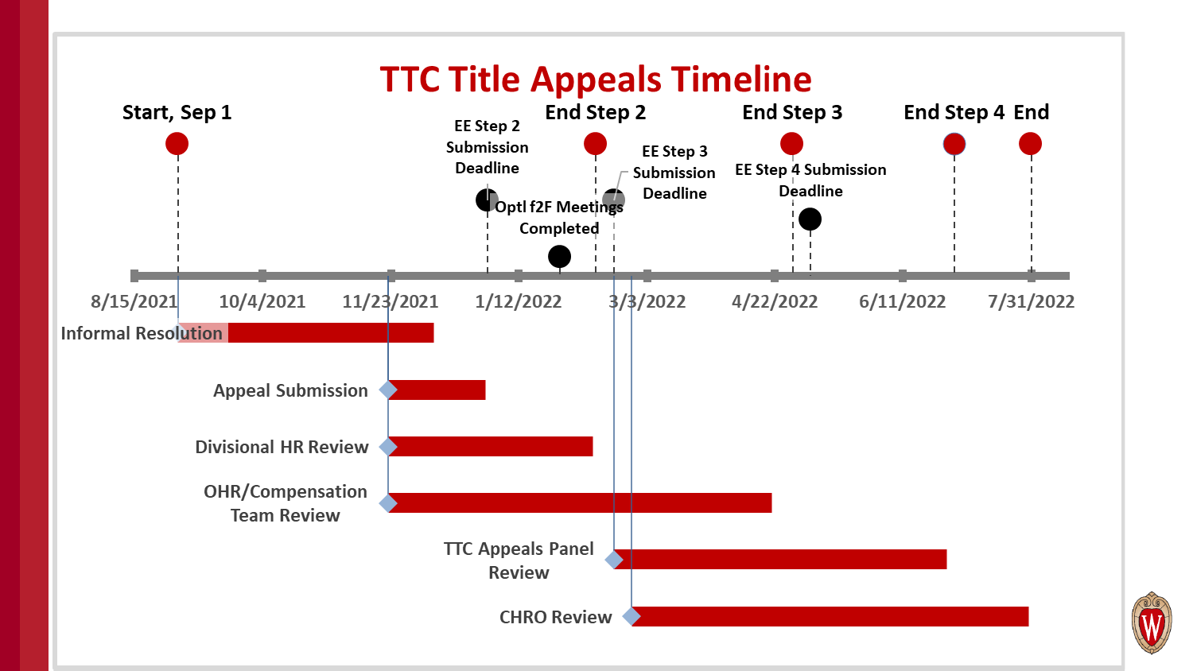# TTC Title Appeals Timeline

**Milestones:**

- Start, Sep 1
- EE Step 2 Submission Deadline
- Optl f2F Meetings Completed
- End Step 2
- EE Step 3 Submission Deadline
- End Step 3
- EE Step 4 Submission Deadline
- End Step 4
- End

**Timeline axis:** 8/15/2021, 10/4/2021, 11/23/2021, 1/12/2022, 3/3/2022, 4/22/2022, 6/11/2022, 7/31/2022

**Phases:**

- Informal Resolution
- Appeal Submission
- Divisional HR Review
- OHR/Compensation Team Review
- TTC Appeals Panel Review
- CHRO Review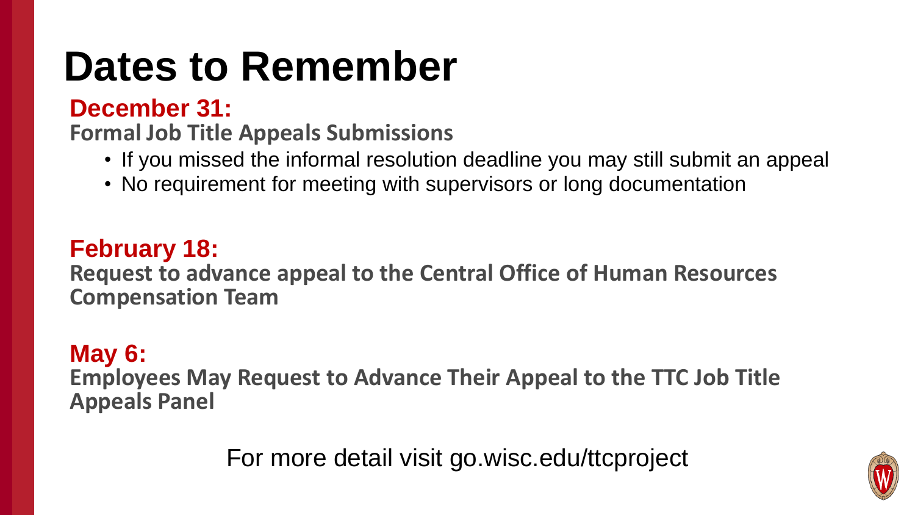# Dates to Remember

## December 31:

**Formal Job Title Appeals Submissions**

- If you missed the informal resolution deadline you may still submit an appeal
- No requirement for meeting with supervisors or long documentation

## February 18:

**Request to advance appeal to the Central Office of Human Resources Compensation Team**

## May 6:

**Employees May Request to Advance Their Appeal to the TTC Job Title Appeals Panel**

For more detail visit go.wisc.edu/ttcproject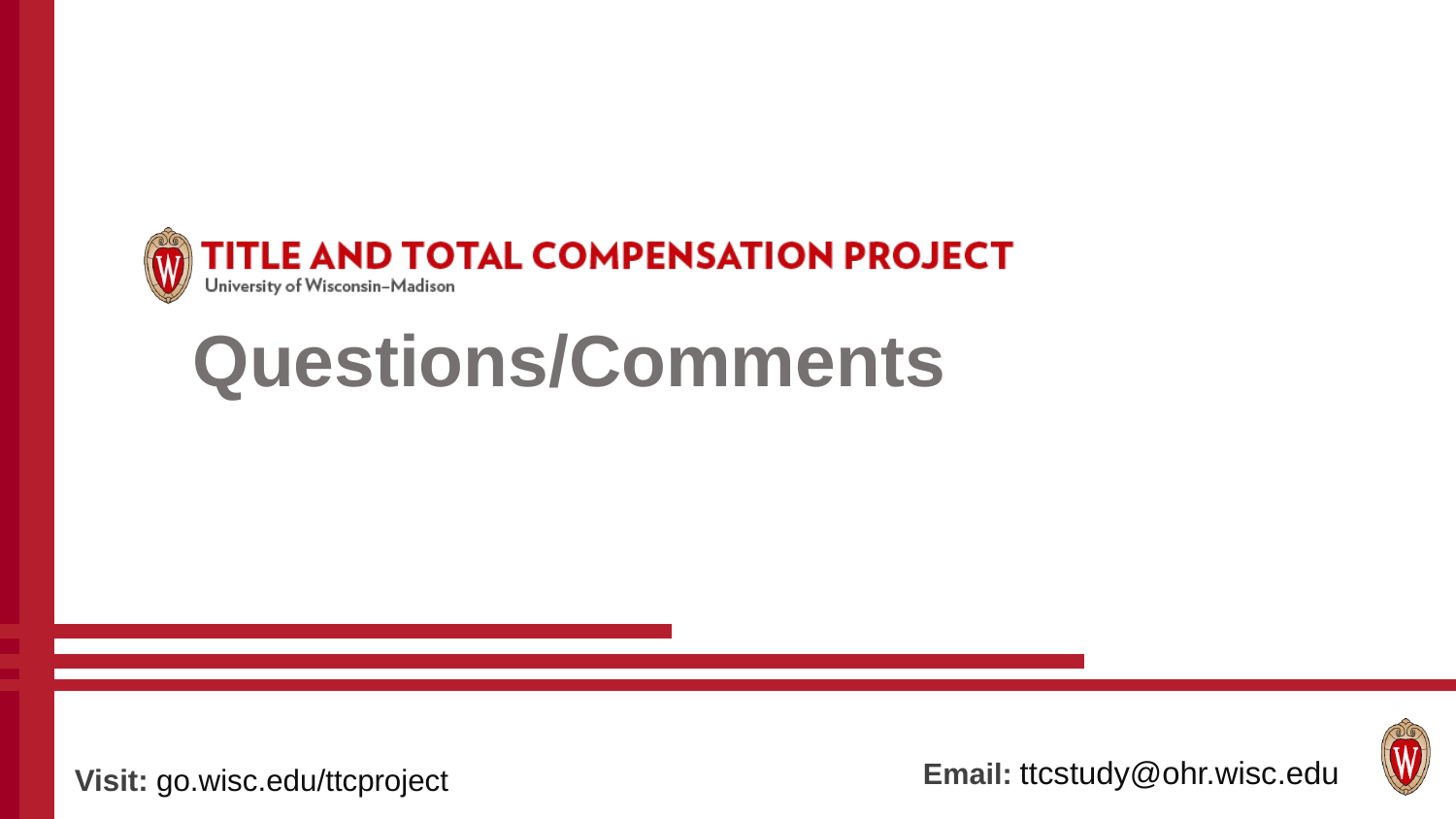TITLE AND TOTAL COMPENSATION PROJECT

University of Wisconsin–Madison

# Questions/Comments

**Visit:** go.wisc.edu/ttcproject

**Email:** ttcstudy@ohr.wisc.edu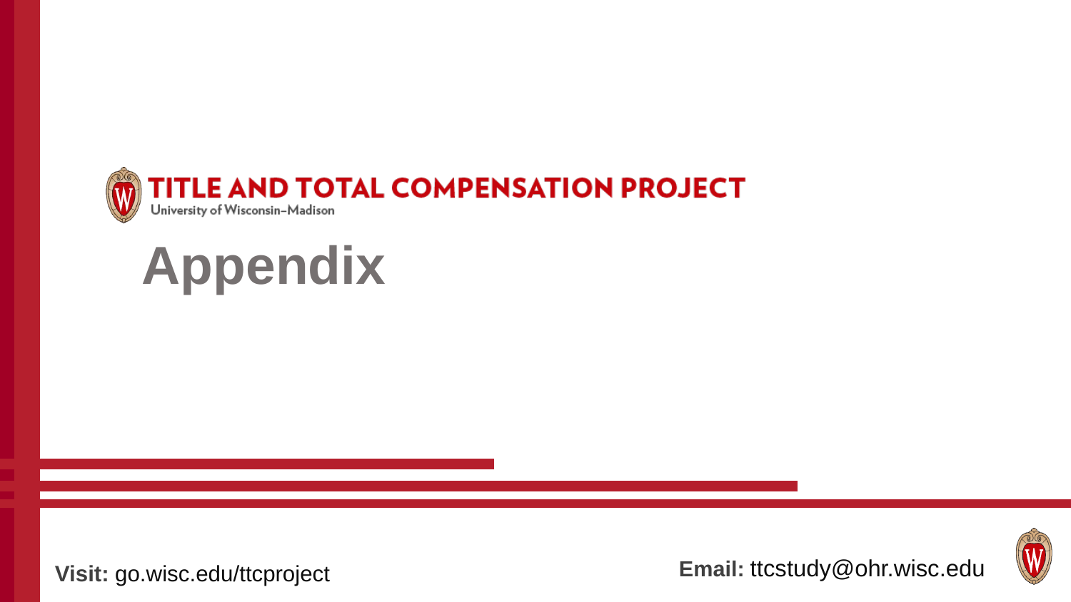TITLE AND TOTAL COMPENSATION PROJECT

University of Wisconsin–Madison

# Appendix

**Visit:** go.wisc.edu/ttcproject

**Email:** ttcstudy@ohr.wisc.edu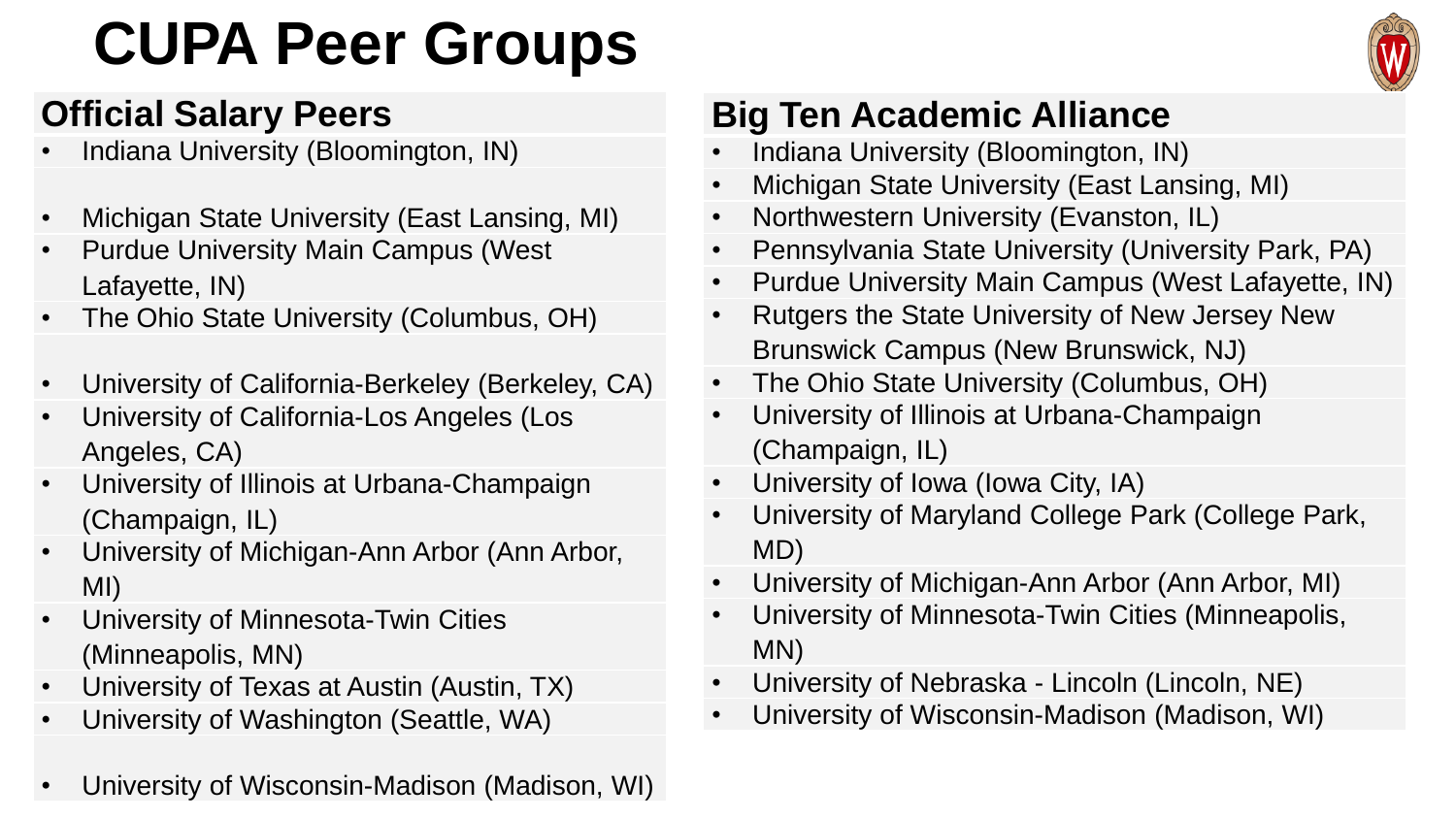# CUPA Peer Groups

## Official Salary Peers

- Indiana University (Bloomington, IN)
- Michigan State University (East Lansing, MI)
- Purdue University Main Campus (West Lafayette, IN)
- The Ohio State University (Columbus, OH)
- University of California-Berkeley (Berkeley, CA)
- University of California-Los Angeles (Los Angeles, CA)
- University of Illinois at Urbana-Champaign (Champaign, IL)
- University of Michigan-Ann Arbor (Ann Arbor, MI)
- University of Minnesota-Twin Cities (Minneapolis, MN)
- University of Texas at Austin (Austin, TX)
- University of Washington (Seattle, WA)
- University of Wisconsin-Madison (Madison, WI)

## Big Ten Academic Alliance

- Indiana University (Bloomington, IN)
- Michigan State University (East Lansing, MI)
- Northwestern University (Evanston, IL)
- Pennsylvania State University (University Park, PA)
- Purdue University Main Campus (West Lafayette, IN)
- Rutgers the State University of New Jersey New Brunswick Campus (New Brunswick, NJ)
- The Ohio State University (Columbus, OH)
- University of Illinois at Urbana-Champaign (Champaign, IL)
- University of Iowa (Iowa City, IA)
- University of Maryland College Park (College Park, MD)
- University of Michigan-Ann Arbor (Ann Arbor, MI)
- University of Minnesota-Twin Cities (Minneapolis, MN)
- University of Nebraska - Lincoln (Lincoln, NE)
- University of Wisconsin-Madison (Madison, WI)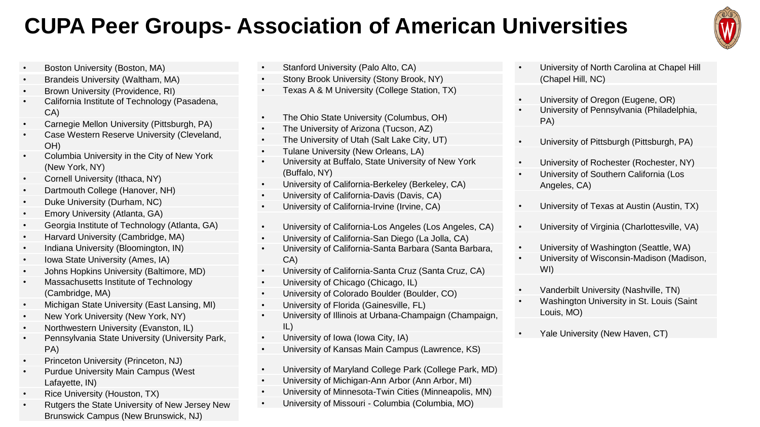# CUPA Peer Groups- Association of American Universities

- Boston University (Boston, MA)
- Brandeis University (Waltham, MA)
- Brown University (Providence, RI)
- California Institute of Technology (Pasadena, CA)
- Carnegie Mellon University (Pittsburgh, PA)
- Case Western Reserve University (Cleveland, OH)
- Columbia University in the City of New York (New York, NY)
- Cornell University (Ithaca, NY)
- Dartmouth College (Hanover, NH)
- Duke University (Durham, NC)
- Emory University (Atlanta, GA)
- Georgia Institute of Technology (Atlanta, GA)
- Harvard University (Cambridge, MA)
- Indiana University (Bloomington, IN)
- Iowa State University (Ames, IA)
- Johns Hopkins University (Baltimore, MD)
- Massachusetts Institute of Technology (Cambridge, MA)
- Michigan State University (East Lansing, MI)
- New York University (New York, NY)
- Northwestern University (Evanston, IL)
- Pennsylvania State University (University Park, PA)
- Princeton University (Princeton, NJ)
- Purdue University Main Campus (West Lafayette, IN)
- Rice University (Houston, TX)
- Rutgers the State University of New Jersey New Brunswick Campus (New Brunswick, NJ)
- Stanford University (Palo Alto, CA)
- Stony Brook University (Stony Brook, NY)
- Texas A & M University (College Station, TX)
- The Ohio State University (Columbus, OH)
- The University of Arizona (Tucson, AZ)
- The University of Utah (Salt Lake City, UT)
- Tulane University (New Orleans, LA)
- University at Buffalo, State University of New York (Buffalo, NY)
- University of California-Berkeley (Berkeley, CA)
- University of California-Davis (Davis, CA)
- University of California-Irvine (Irvine, CA)
- University of California-Los Angeles (Los Angeles, CA)
- University of California-San Diego (La Jolla, CA)
- University of California-Santa Barbara (Santa Barbara, CA)
- University of California-Santa Cruz (Santa Cruz, CA)
- University of Chicago (Chicago, IL)
- University of Colorado Boulder (Boulder, CO)
- University of Florida (Gainesville, FL)
- University of Illinois at Urbana-Champaign (Champaign, IL)
- University of Iowa (Iowa City, IA)
- University of Kansas Main Campus (Lawrence, KS)
- University of Maryland College Park (College Park, MD)
- University of Michigan-Ann Arbor (Ann Arbor, MI)
- University of Minnesota-Twin Cities (Minneapolis, MN)
- University of Missouri - Columbia (Columbia, MO)
- University of North Carolina at Chapel Hill (Chapel Hill, NC)
- University of Oregon (Eugene, OR)
- University of Pennsylvania (Philadelphia, PA)
- University of Pittsburgh (Pittsburgh, PA)
- University of Rochester (Rochester, NY)
- University of Southern California (Los Angeles, CA)
- University of Texas at Austin (Austin, TX)
- University of Virginia (Charlottesville, VA)
- University of Washington (Seattle, WA)
- University of Wisconsin-Madison (Madison, WI)
- Vanderbilt University (Nashville, TN)
- Washington University in St. Louis (Saint Louis, MO)
- Yale University (New Haven, CT)